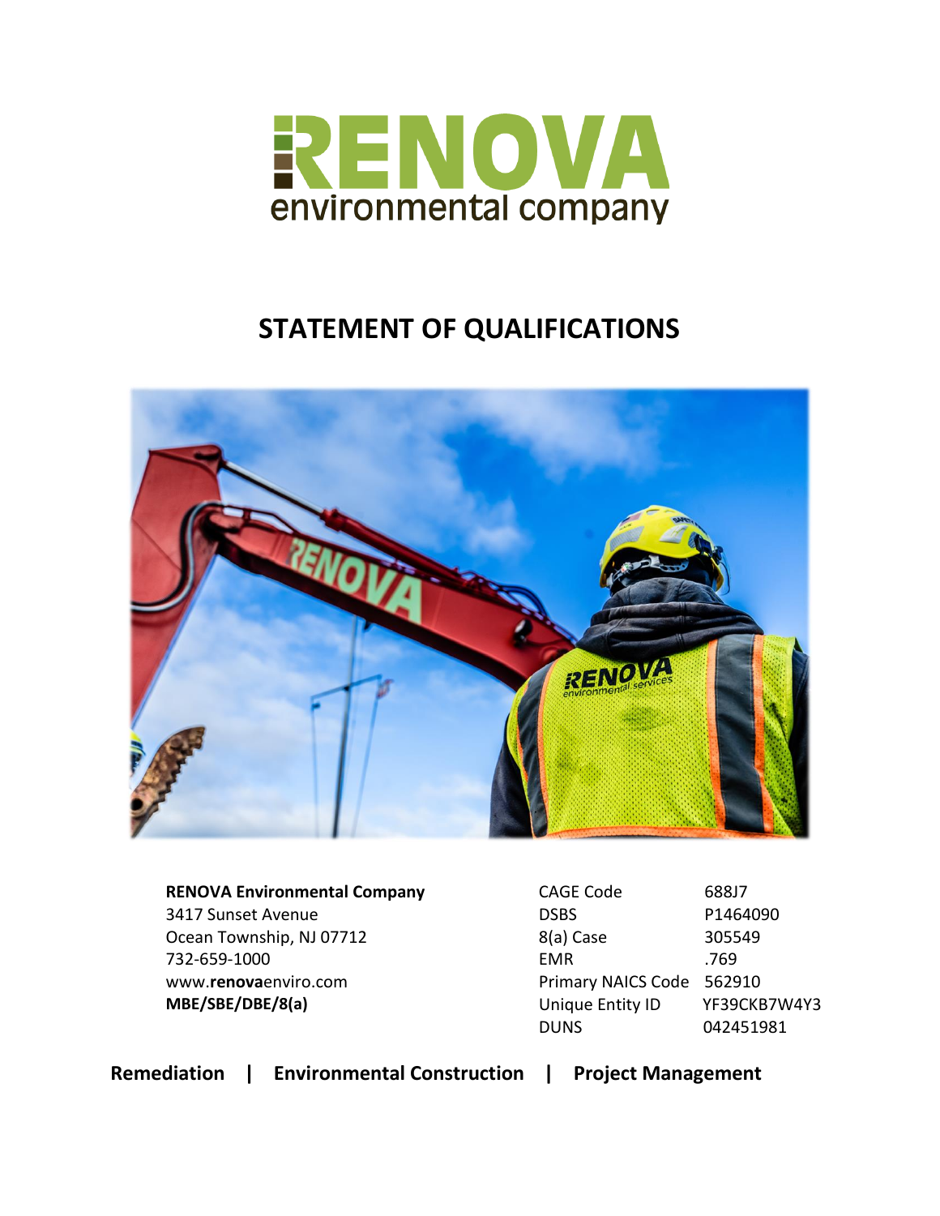# RENOVA

environmental company

## STATEMENT OF QUALIFICATIONS

**RENOVA Environmental Company**
3417 Sunset Avenue
Ocean Township, NJ 07712
732-659-1000
www.**renova**enviro.com
**MBE/SBE/DBE/8(a)**

| | |
|---|---|
| CAGE Code | 688J7 |
| DSBS | P1464090 |
| 8(a) Case | 305549 |
| EMR | .769 |
| Primary NAICS Code | 562910 |
| Unique Entity ID | YF39CKB7W4Y3 |
| DUNS | 042451981 |

**Remediation | Environmental Construction | Project Management**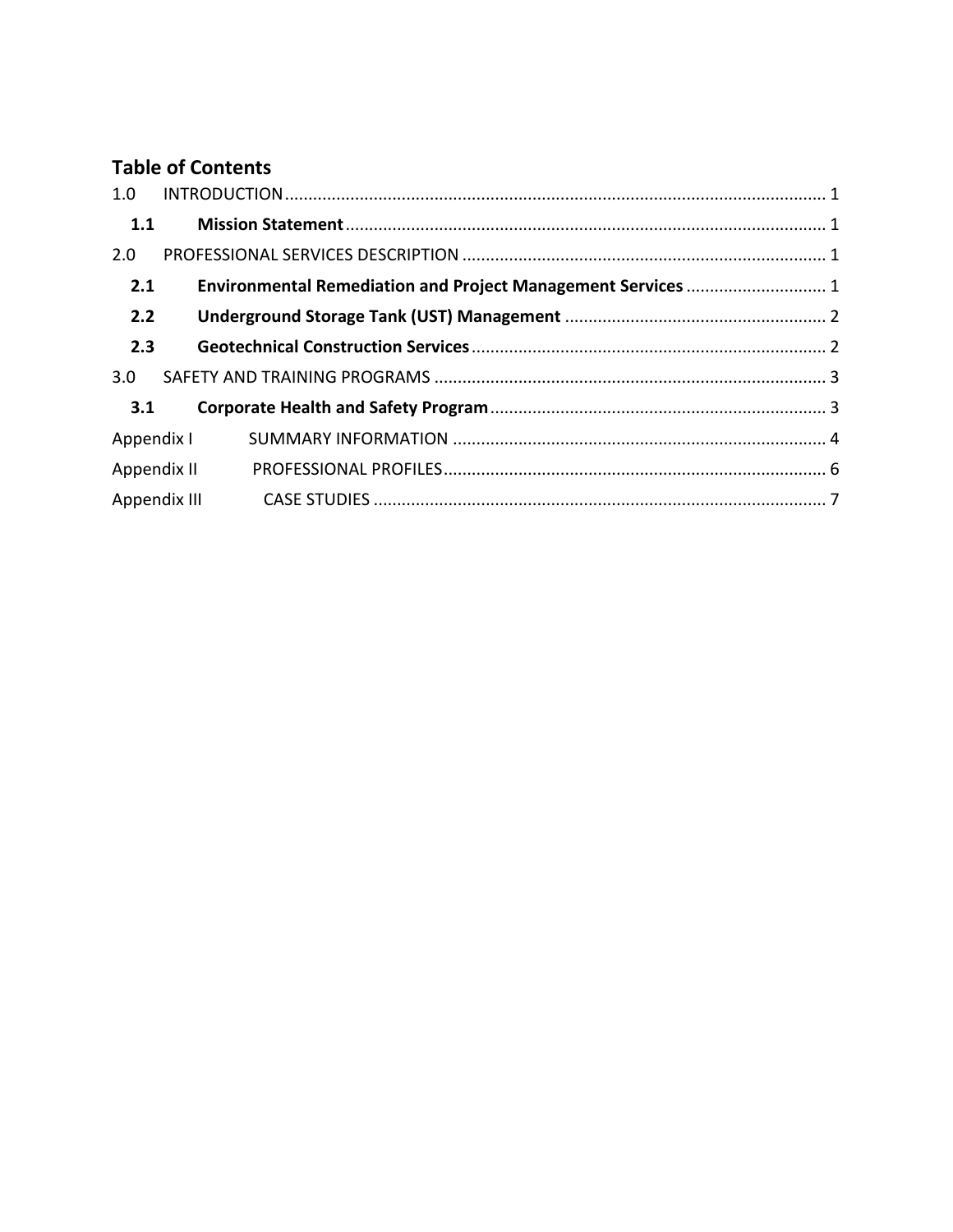## Table of Contents

1.0 INTRODUCTION ........................................................................................................ 1

**1.1 Mission Statement** ........................................................................................ 1

2.0 PROFESSIONAL SERVICES DESCRIPTION ............................................................... 1

**2.1 Environmental Remediation and Project Management Services** ........................ 1

**2.2 Underground Storage Tank (UST) Management** ................................................ 2

**2.3 Geotechnical Construction Services** ................................................................. 2

3.0 SAFETY AND TRAINING PROGRAMS ...................................................................... 3

**3.1 Corporate Health and Safety Program** ............................................................. 3

Appendix I SUMMARY INFORMATION ......................................................................... 4

Appendix II PROFESSIONAL PROFILES ......................................................................... 6

Appendix III CASE STUDIES ......................................................................................... 7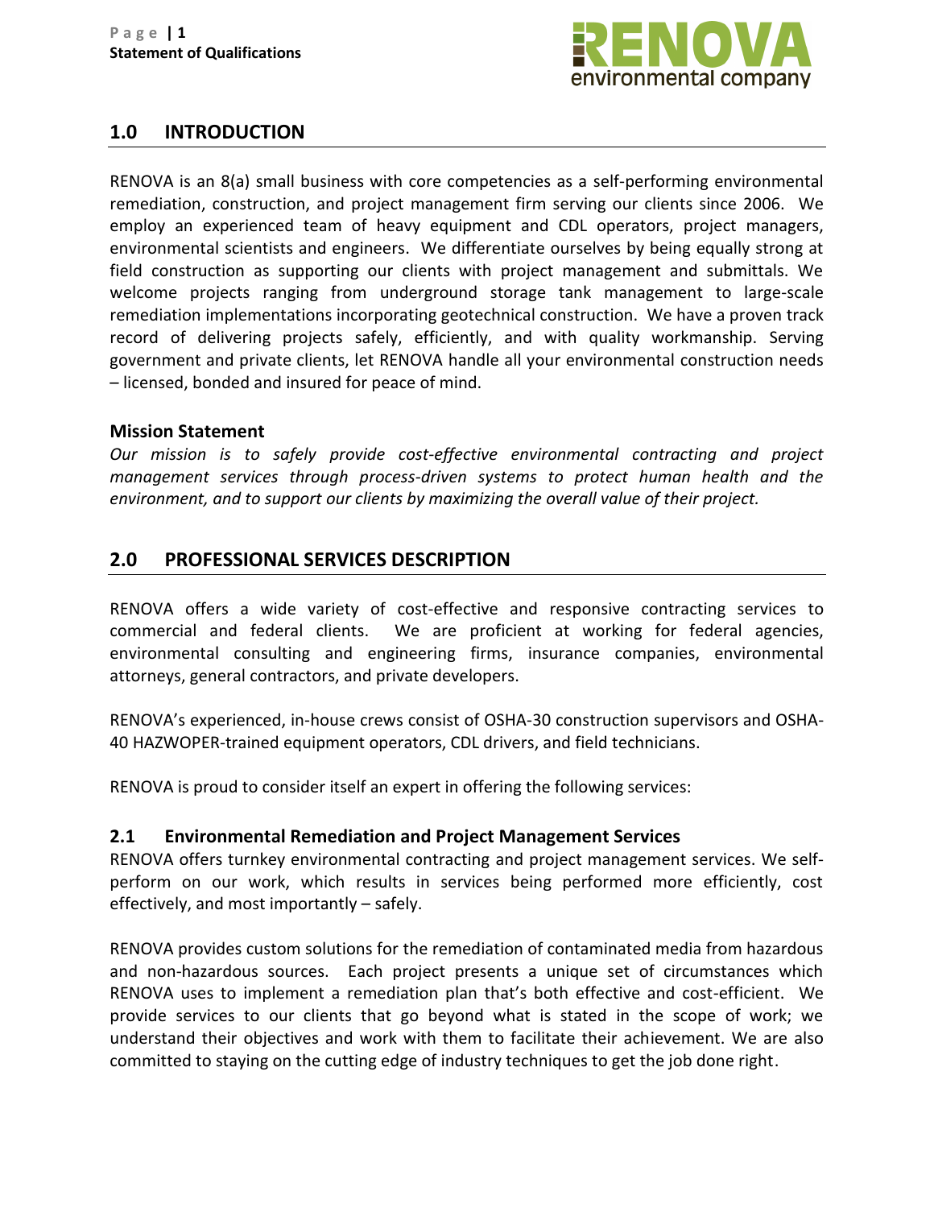## 1.0 INTRODUCTION

RENOVA is an 8(a) small business with core competencies as a self-performing environmental remediation, construction, and project management firm serving our clients since 2006. We employ an experienced team of heavy equipment and CDL operators, project managers, environmental scientists and engineers. We differentiate ourselves by being equally strong at field construction as supporting our clients with project management and submittals. We welcome projects ranging from underground storage tank management to large-scale remediation implementations incorporating geotechnical construction. We have a proven track record of delivering projects safely, efficiently, and with quality workmanship. Serving government and private clients, let RENOVA handle all your environmental construction needs – licensed, bonded and insured for peace of mind.

### Mission Statement

*Our mission is to safely provide cost-effective environmental contracting and project management services through process-driven systems to protect human health and the environment, and to support our clients by maximizing the overall value of their project.*

## 2.0 PROFESSIONAL SERVICES DESCRIPTION

RENOVA offers a wide variety of cost-effective and responsive contracting services to commercial and federal clients. We are proficient at working for federal agencies, environmental consulting and engineering firms, insurance companies, environmental attorneys, general contractors, and private developers.

RENOVA's experienced, in-house crews consist of OSHA-30 construction supervisors and OSHA-40 HAZWOPER-trained equipment operators, CDL drivers, and field technicians.

RENOVA is proud to consider itself an expert in offering the following services:

### 2.1 Environmental Remediation and Project Management Services

RENOVA offers turnkey environmental contracting and project management services. We self-perform on our work, which results in services being performed more efficiently, cost effectively, and most importantly – safely.

RENOVA provides custom solutions for the remediation of contaminated media from hazardous and non-hazardous sources. Each project presents a unique set of circumstances which RENOVA uses to implement a remediation plan that's both effective and cost-efficient. We provide services to our clients that go beyond what is stated in the scope of work; we understand their objectives and work with them to facilitate their achievement. We are also committed to staying on the cutting edge of industry techniques to get the job done right.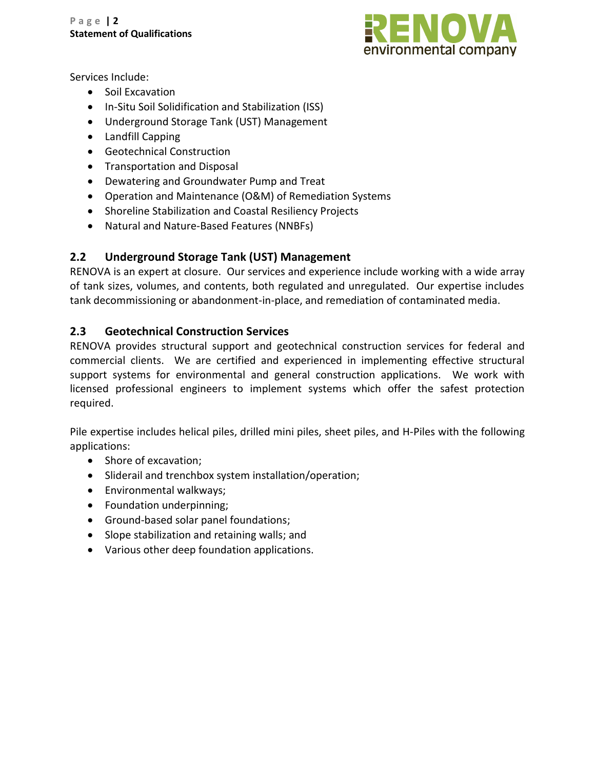Services Include:

- Soil Excavation
- In-Situ Soil Solidification and Stabilization (ISS)
- Underground Storage Tank (UST) Management
- Landfill Capping
- Geotechnical Construction
- Transportation and Disposal
- Dewatering and Groundwater Pump and Treat
- Operation and Maintenance (O&M) of Remediation Systems
- Shoreline Stabilization and Coastal Resiliency Projects
- Natural and Nature-Based Features (NNBFs)

## 2.2 Underground Storage Tank (UST) Management

RENOVA is an expert at closure. Our services and experience include working with a wide array of tank sizes, volumes, and contents, both regulated and unregulated. Our expertise includes tank decommissioning or abandonment-in-place, and remediation of contaminated media.

## 2.3 Geotechnical Construction Services

RENOVA provides structural support and geotechnical construction services for federal and commercial clients. We are certified and experienced in implementing effective structural support systems for environmental and general construction applications. We work with licensed professional engineers to implement systems which offer the safest protection required.

Pile expertise includes helical piles, drilled mini piles, sheet piles, and H-Piles with the following applications:

- Shore of excavation;
- Sliderail and trenchbox system installation/operation;
- Environmental walkways;
- Foundation underpinning;
- Ground-based solar panel foundations;
- Slope stabilization and retaining walls; and
- Various other deep foundation applications.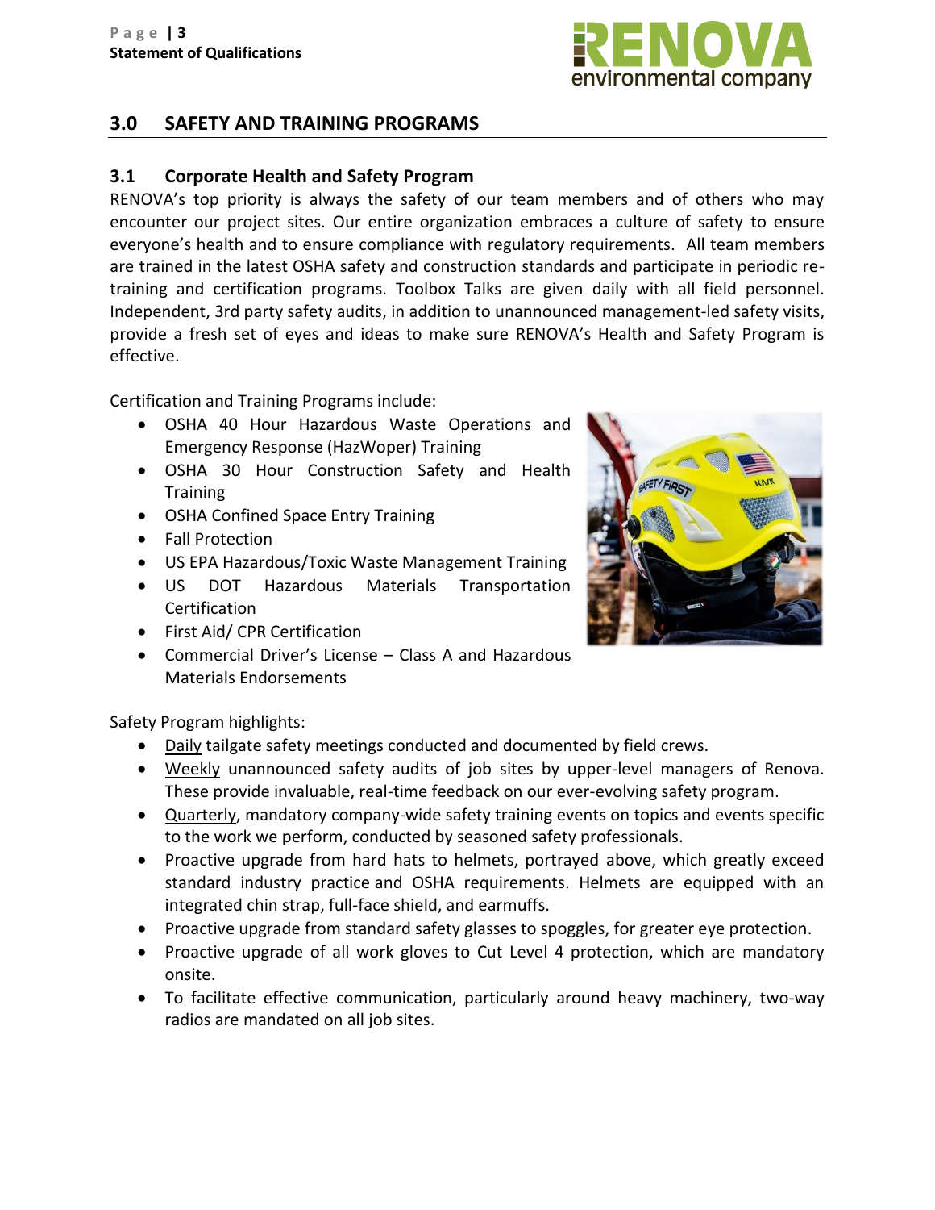## 3.0 SAFETY AND TRAINING PROGRAMS

### 3.1 Corporate Health and Safety Program

RENOVA's top priority is always the safety of our team members and of others who may encounter our project sites. Our entire organization embraces a culture of safety to ensure everyone's health and to ensure compliance with regulatory requirements. All team members are trained in the latest OSHA safety and construction standards and participate in periodic re-training and certification programs. Toolbox Talks are given daily with all field personnel. Independent, 3rd party safety audits, in addition to unannounced management-led safety visits, provide a fresh set of eyes and ideas to make sure RENOVA's Health and Safety Program is effective.

Certification and Training Programs include:

- OSHA 40 Hour Hazardous Waste Operations and Emergency Response (HazWoper) Training
- OSHA 30 Hour Construction Safety and Health Training
- OSHA Confined Space Entry Training
- Fall Protection
- US EPA Hazardous/Toxic Waste Management Training
- US DOT Hazardous Materials Transportation Certification
- First Aid/ CPR Certification
- Commercial Driver's License – Class A and Hazardous Materials Endorsements

Safety Program highlights:

- Daily tailgate safety meetings conducted and documented by field crews.
- Weekly unannounced safety audits of job sites by upper-level managers of Renova. These provide invaluable, real-time feedback on our ever-evolving safety program.
- Quarterly, mandatory company-wide safety training events on topics and events specific to the work we perform, conducted by seasoned safety professionals.
- Proactive upgrade from hard hats to helmets, portrayed above, which greatly exceed standard industry practice and OSHA requirements. Helmets are equipped with an integrated chin strap, full-face shield, and earmuffs.
- Proactive upgrade from standard safety glasses to spoggles, for greater eye protection.
- Proactive upgrade of all work gloves to Cut Level 4 protection, which are mandatory onsite.
- To facilitate effective communication, particularly around heavy machinery, two-way radios are mandated on all job sites.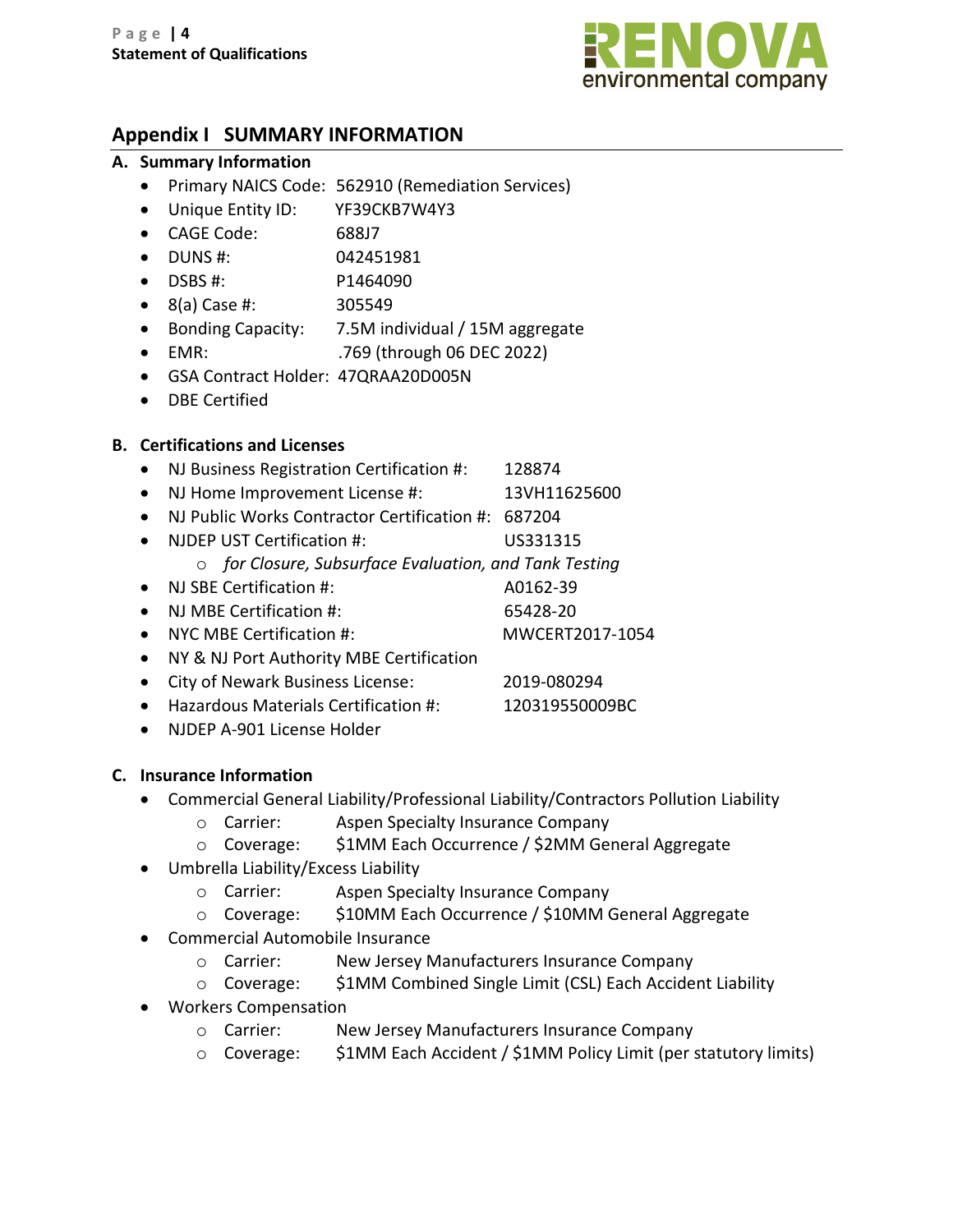## Appendix I SUMMARY INFORMATION

### A. Summary Information

- Primary NAICS Code: 562910 (Remediation Services)
- Unique Entity ID: YF39CKB7W4Y3
- CAGE Code: 688J7
- DUNS #: 042451981
- DSBS #: P1464090
- 8(a) Case #: 305549
- Bonding Capacity: 7.5M individual / 15M aggregate
- EMR: .769 (through 06 DEC 2022)
- GSA Contract Holder: 47QRAA20D005N
- DBE Certified

### B. Certifications and Licenses

- NJ Business Registration Certification #: 128874
- NJ Home Improvement License #: 13VH11625600
- NJ Public Works Contractor Certification #: 687204
- NJDEP UST Certification #: US331315
  - *for Closure, Subsurface Evaluation, and Tank Testing*
- NJ SBE Certification #: A0162-39
- NJ MBE Certification #: 65428-20
- NYC MBE Certification #: MWCERT2017-1054
- NY & NJ Port Authority MBE Certification
- City of Newark Business License: 2019-080294
- Hazardous Materials Certification #: 120319550009BC
- NJDEP A-901 License Holder

### C. Insurance Information

- Commercial General Liability/Professional Liability/Contractors Pollution Liability
  - Carrier: Aspen Specialty Insurance Company
  - Coverage: $1MM Each Occurrence / $2MM General Aggregate
- Umbrella Liability/Excess Liability
  - Carrier: Aspen Specialty Insurance Company
  - Coverage: $10MM Each Occurrence / $10MM General Aggregate
- Commercial Automobile Insurance
  - Carrier: New Jersey Manufacturers Insurance Company
  - Coverage: $1MM Combined Single Limit (CSL) Each Accident Liability
- Workers Compensation
  - Carrier: New Jersey Manufacturers Insurance Company
  - Coverage: $1MM Each Accident / $1MM Policy Limit (per statutory limits)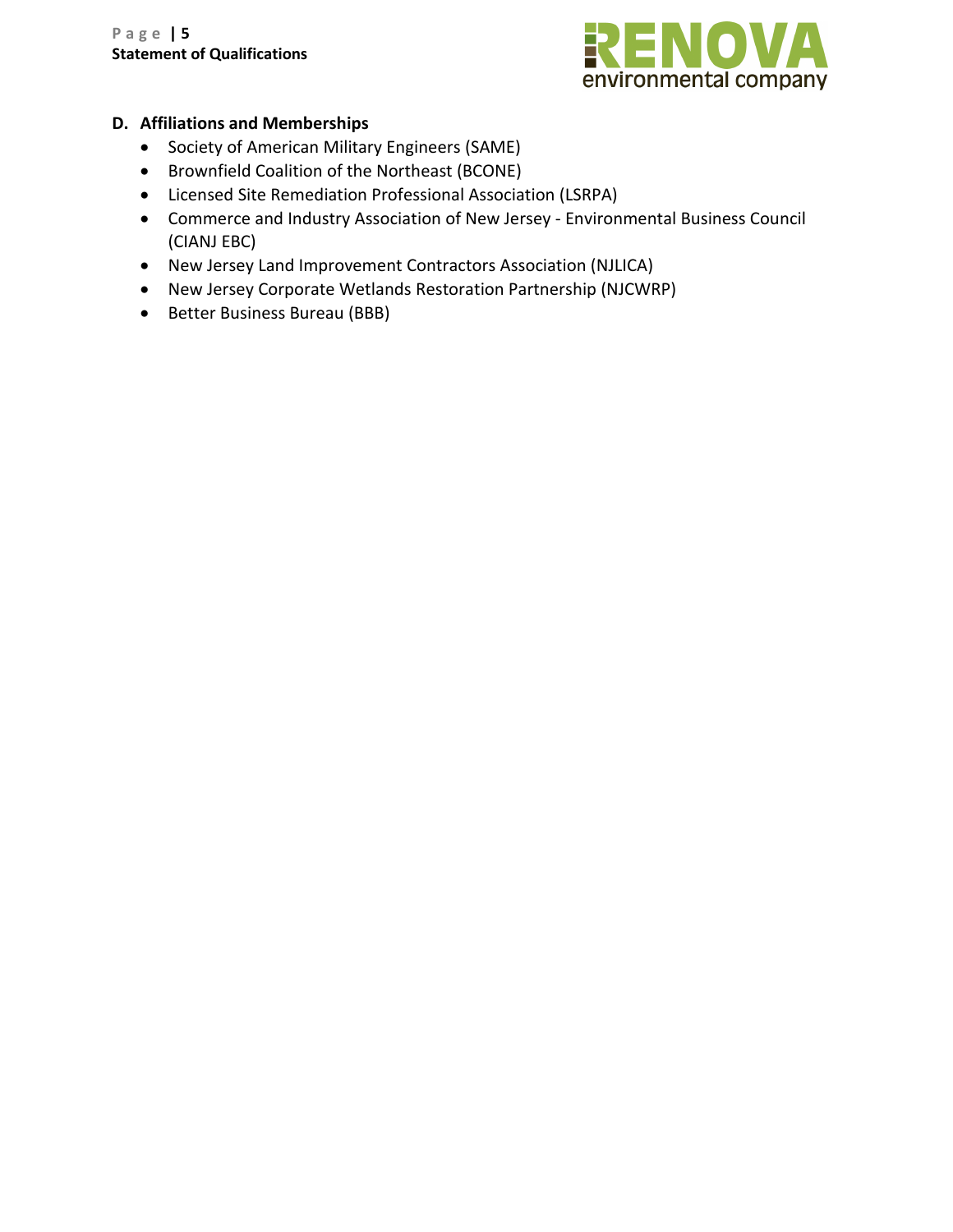### D. Affiliations and Memberships

- Society of American Military Engineers (SAME)
- Brownfield Coalition of the Northeast (BCONE)
- Licensed Site Remediation Professional Association (LSRPA)
- Commerce and Industry Association of New Jersey - Environmental Business Council (CIANJ EBC)
- New Jersey Land Improvement Contractors Association (NJLICA)
- New Jersey Corporate Wetlands Restoration Partnership (NJCWRP)
- Better Business Bureau (BBB)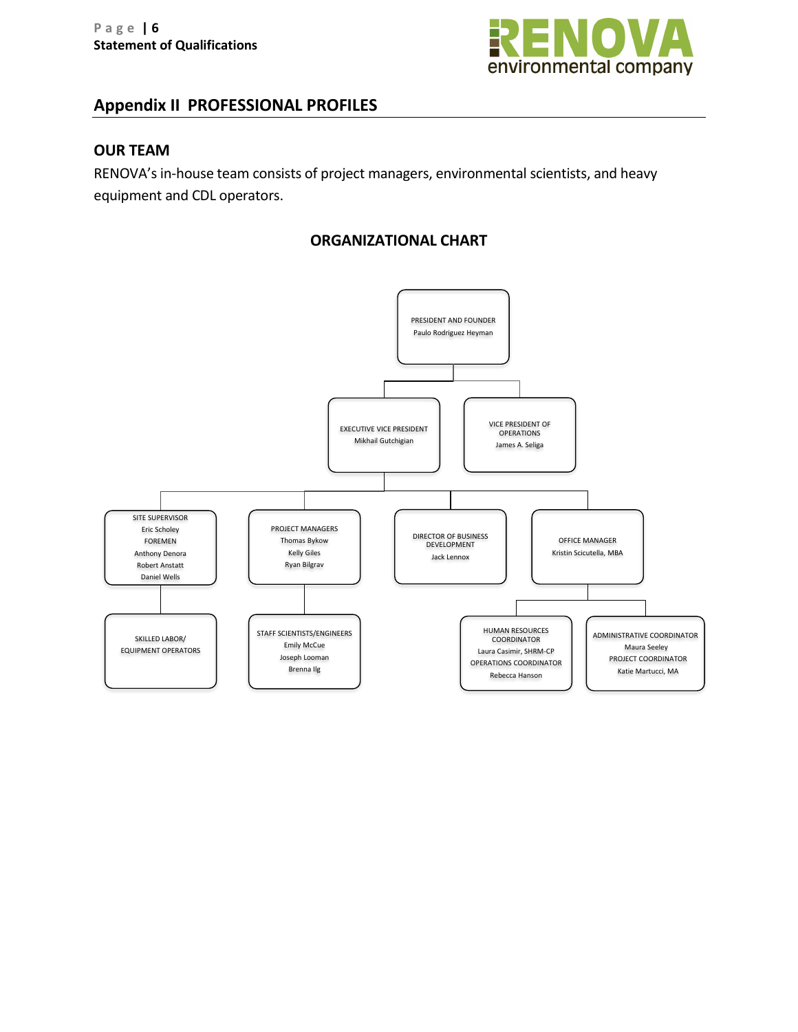## Appendix II PROFESSIONAL PROFILES

### OUR TEAM

RENOVA's in-house team consists of project managers, environmental scientists, and heavy equipment and CDL operators.

### ORGANIZATIONAL CHART

- PRESIDENT AND FOUNDER
  Paulo Rodriguez Heyman
  - EXECUTIVE VICE PRESIDENT
    Mikhail Gutchigian
    - SITE SUPERVISOR
      Eric Scholey
      FOREMEN
      Anthony Denora
      Robert Anstatt
      Daniel Wells
      - SKILLED LABOR/ EQUIPMENT OPERATORS
    - PROJECT MANAGERS
      Thomas Bykow
      Kelly Giles
      Ryan Bilgrav
      - STAFF SCIENTISTS/ENGINEERS
        Emily McCue
        Joseph Looman
        Brenna Ilg
    - DIRECTOR OF BUSINESS DEVELOPMENT
      Jack Lennox
    - OFFICE MANAGER
      Kristin Scicutella, MBA
      - HUMAN RESOURCES COORDINATOR
        Laura Casimir, SHRM-CP
        OPERATIONS COORDINATOR
        Rebecca Hanson
      - ADMINISTRATIVE COORDINATOR
        Maura Seeley
        PROJECT COORDINATOR
        Katie Martucci, MA
  - VICE PRESIDENT OF OPERATIONS
    James A. Seliga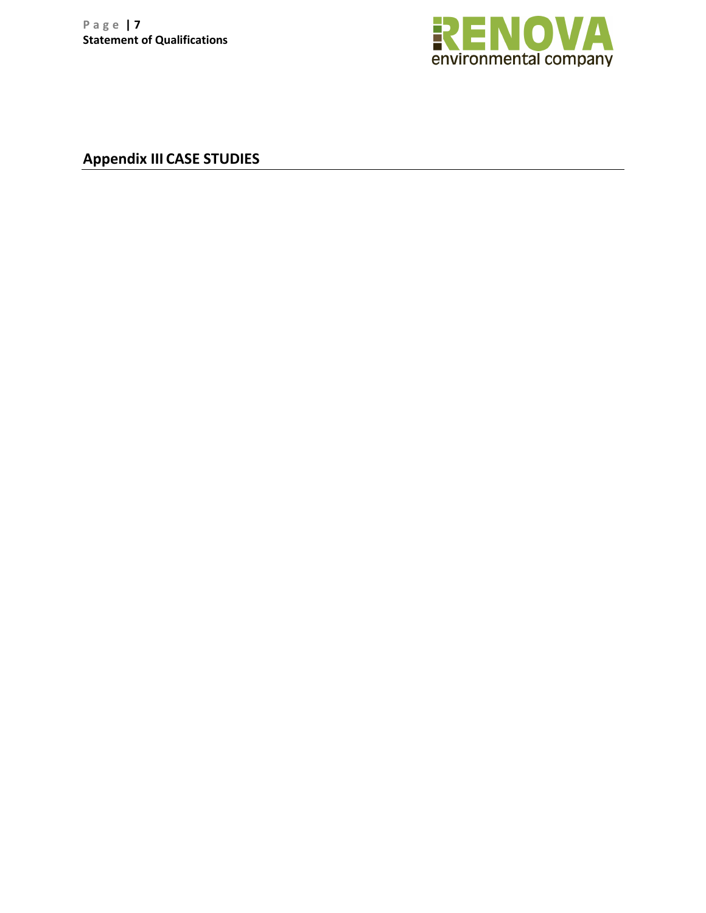## Appendix III CASE STUDIES